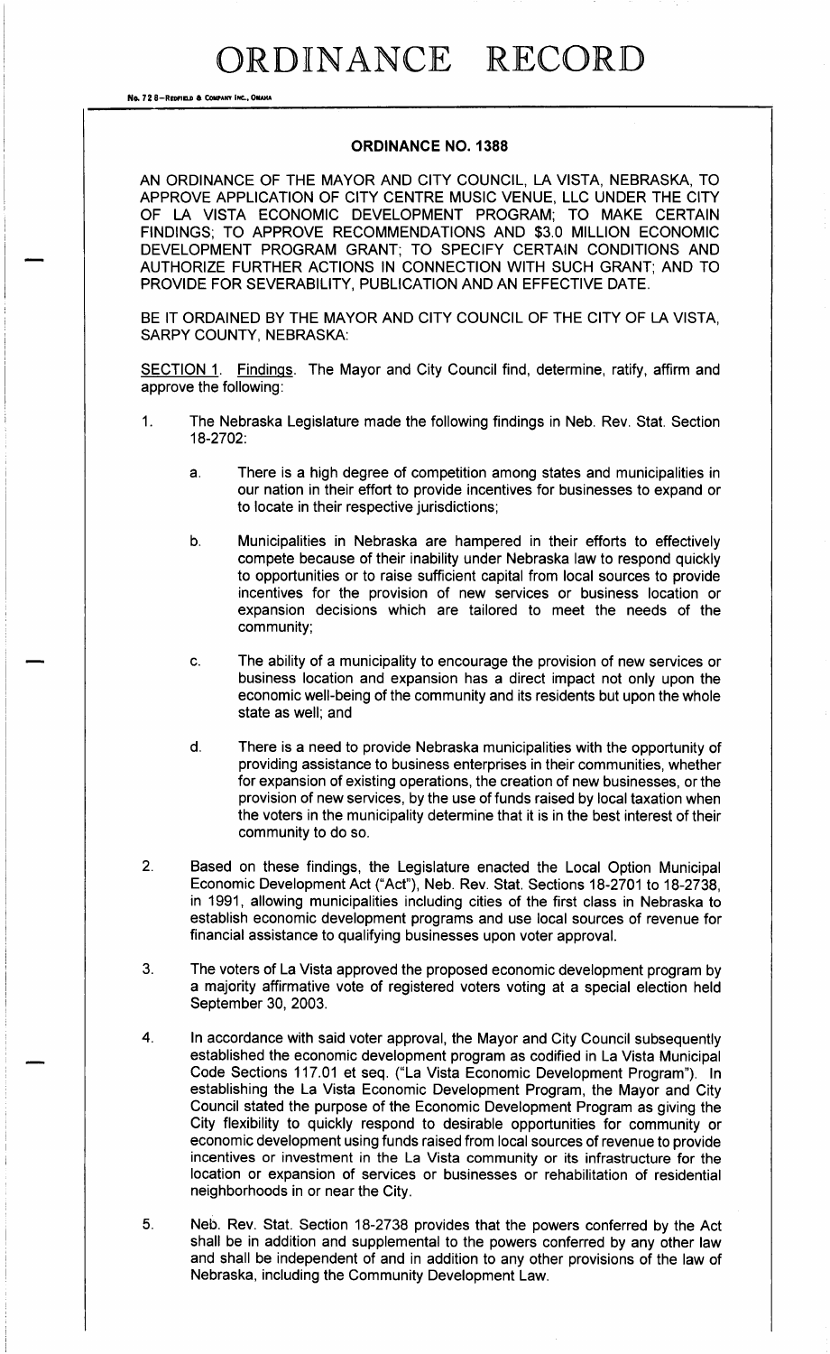# ORDINANCE RECORD

No. 72 8—REDFIELD & COMPANY INC., OMAHA

## ORDINANCE NO. 1388

AN ORDINANCE OF THE MAYOR AND CITY COUNCIL, LA VISTA, NEBRASKA, TO APPROVE APPLICATION OF CITY CENTRE MUSIC VENUE, LLC UNDER THE CITY OF LA VISTA ECONOMIC DEVELOPMENT PROGRAM; TO MAKE CERTAIN FINDINGS; TO APPROVE RECOMMENDATIONS AND $3.0 MILLION ECONOMIC DEVELOPMENT PROGRAM GRANT; TO SPECIFY CERTAIN CONDITIONS AND AUTHORIZE FURTHER ACTIONS IN CONNECTION WITH SUCH GRANT; AND TO PROVIDE FOR SEVERABILITY, PUBLICATION AND AN EFFECTIVE DATE.

BE IT ORDAINED BY THE MAYOR AND CITY COUNCIL OF THE CITY OF LA VISTA, SARPY COUNTY, NEBRASKA:

SECTION 1. Findings. The Mayor and City Council find, determine, ratify, affirm and approve the following:

1. The Nebraska Legislature made the following findings in Neb. Rev. Stat. Section 18-2702:

   a. There is a high degree of competition among states and municipalities in our nation in their effort to provide incentives for businesses to expand or to locate in their respective jurisdictions;

   b. Municipalities in Nebraska are hampered in their efforts to effectively compete because of their inability under Nebraska law to respond quickly to opportunities or to raise sufficient capital from local sources to provide incentives for the provision of new services or business location or expansion decisions which are tailored to meet the needs of the community;

   c. The ability of a municipality to encourage the provision of new services or business location and expansion has a direct impact not only upon the economic well-being of the community and its residents but upon the whole state as well; and

   d. There is a need to provide Nebraska municipalities with the opportunity of providing assistance to business enterprises in their communities, whether for expansion of existing operations, the creation of new businesses, or the provision of new services, by the use of funds raised by local taxation when the voters in the municipality determine that it is in the best interest of their community to do so.

2. Based on these findings, the Legislature enacted the Local Option Municipal Economic Development Act ("Act"), Neb. Rev. Stat. Sections 18-2701 to 18-2738, in 1991, allowing municipalities including cities of the first class in Nebraska to establish economic development programs and use local sources of revenue for financial assistance to qualifying businesses upon voter approval.

3. The voters of La Vista approved the proposed economic development program by a majority affirmative vote of registered voters voting at a special election held September 30, 2003.

4. In accordance with said voter approval, the Mayor and City Council subsequently established the economic development program as codified in La Vista Municipal Code Sections 117.01 et seq. ("La Vista Economic Development Program"). In establishing the La Vista Economic Development Program, the Mayor and City Council stated the purpose of the Economic Development Program as giving the City flexibility to quickly respond to desirable opportunities for community or economic development using funds raised from local sources of revenue to provide incentives or investment in the La Vista community or its infrastructure for the location or expansion of services or businesses or rehabilitation of residential neighborhoods in or near the City.

5. Neb. Rev. Stat. Section 18-2738 provides that the powers conferred by the Act shall be in addition and supplemental to the powers conferred by any other law and shall be independent of and in addition to any other provisions of the law of Nebraska, including the Community Development Law.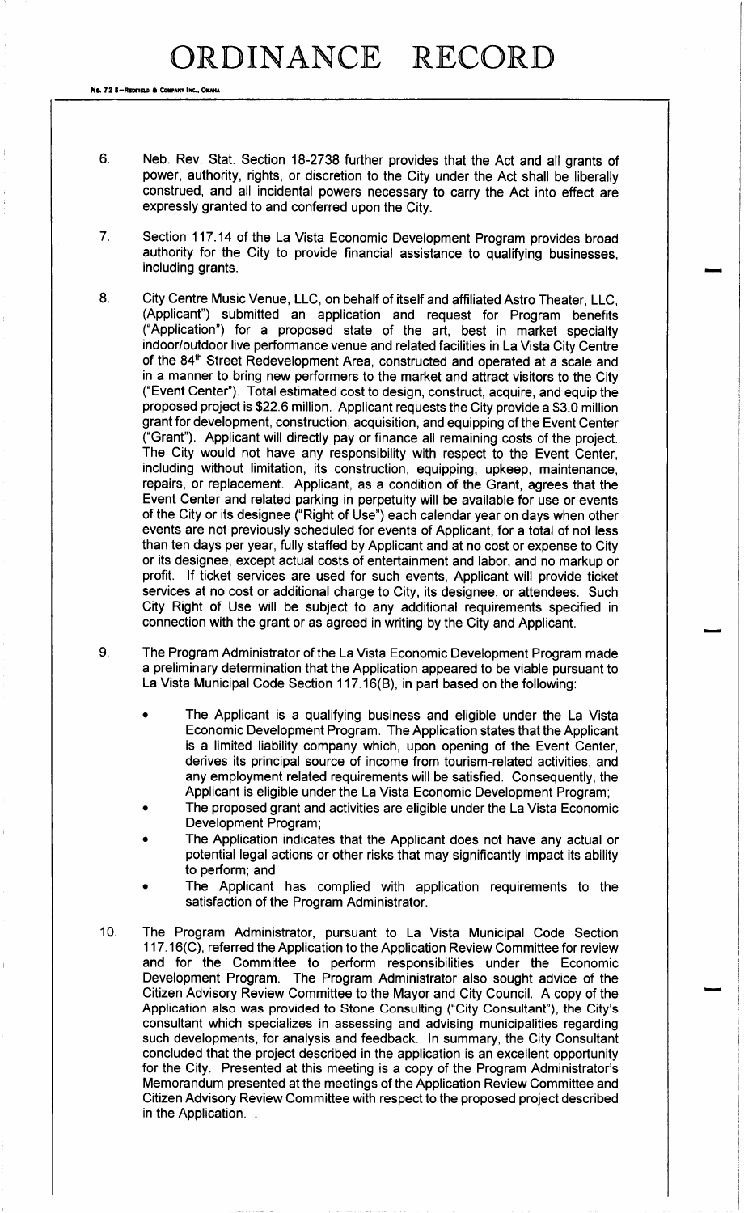6. Neb. Rev. Stat. Section 18-2738 further provides that the Act and all grants of power, authority, rights, or discretion to the City under the Act shall be liberally construed, and all incidental powers necessary to carry the Act into effect are expressly granted to and conferred upon the City.

7. Section 117.14 of the La Vista Economic Development Program provides broad authority for the City to provide financial assistance to qualifying businesses, including grants.

8. City Centre Music Venue, LLC, on behalf of itself and affiliated Astro Theater, LLC, (Applicant") submitted an application and request for Program benefits ("Application") for a proposed state of the art, best in market specialty indoor/outdoor live performance venue and related facilities in La Vista City Centre of the 84th Street Redevelopment Area, constructed and operated at a scale and in a manner to bring new performers to the market and attract visitors to the City ("Event Center"). Total estimated cost to design, construct, acquire, and equip the proposed project is $22.6 million. Applicant requests the City provide a $3.0 million grant for development, construction, acquisition, and equipping of the Event Center ("Grant"). Applicant will directly pay or finance all remaining costs of the project. The City would not have any responsibility with respect to the Event Center, including without limitation, its construction, equipping, upkeep, maintenance, repairs, or replacement. Applicant, as a condition of the Grant, agrees that the Event Center and related parking in perpetuity will be available for use or events of the City or its designee ("Right of Use") each calendar year on days when other events are not previously scheduled for events of Applicant, for a total of not less than ten days per year, fully staffed by Applicant and at no cost or expense to City or its designee, except actual costs of entertainment and labor, and no markup or profit. If ticket services are used for such events, Applicant will provide ticket services at no cost or additional charge to City, its designee, or attendees. Such City Right of Use will be subject to any additional requirements specified in connection with the grant or as agreed in writing by the City and Applicant.

9. The Program Administrator of the La Vista Economic Development Program made a preliminary determination that the Application appeared to be viable pursuant to La Vista Municipal Code Section 117.16(B), in part based on the following:

   - The Applicant is a qualifying business and eligible under the La Vista Economic Development Program. The Application states that the Applicant is a limited liability company which, upon opening of the Event Center, derives its principal source of income from tourism-related activities, and any employment related requirements will be satisfied. Consequently, the Applicant is eligible under the La Vista Economic Development Program;
   - The proposed grant and activities are eligible under the La Vista Economic Development Program;
   - The Application indicates that the Applicant does not have any actual or potential legal actions or other risks that may significantly impact its ability to perform; and
   - The Applicant has complied with application requirements to the satisfaction of the Program Administrator.

10. The Program Administrator, pursuant to La Vista Municipal Code Section 117.16(C), referred the Application to the Application Review Committee for review and for the Committee to perform responsibilities under the Economic Development Program. The Program Administrator also sought advice of the Citizen Advisory Review Committee to the Mayor and City Council. A copy of the Application also was provided to Stone Consulting ("City Consultant"), the City's consultant which specializes in assessing and advising municipalities regarding such developments, for analysis and feedback. In summary, the City Consultant concluded that the project described in the application is an excellent opportunity for the City. Presented at this meeting is a copy of the Program Administrator's Memorandum presented at the meetings of the Application Review Committee and Citizen Advisory Review Committee with respect to the proposed project described in the Application. .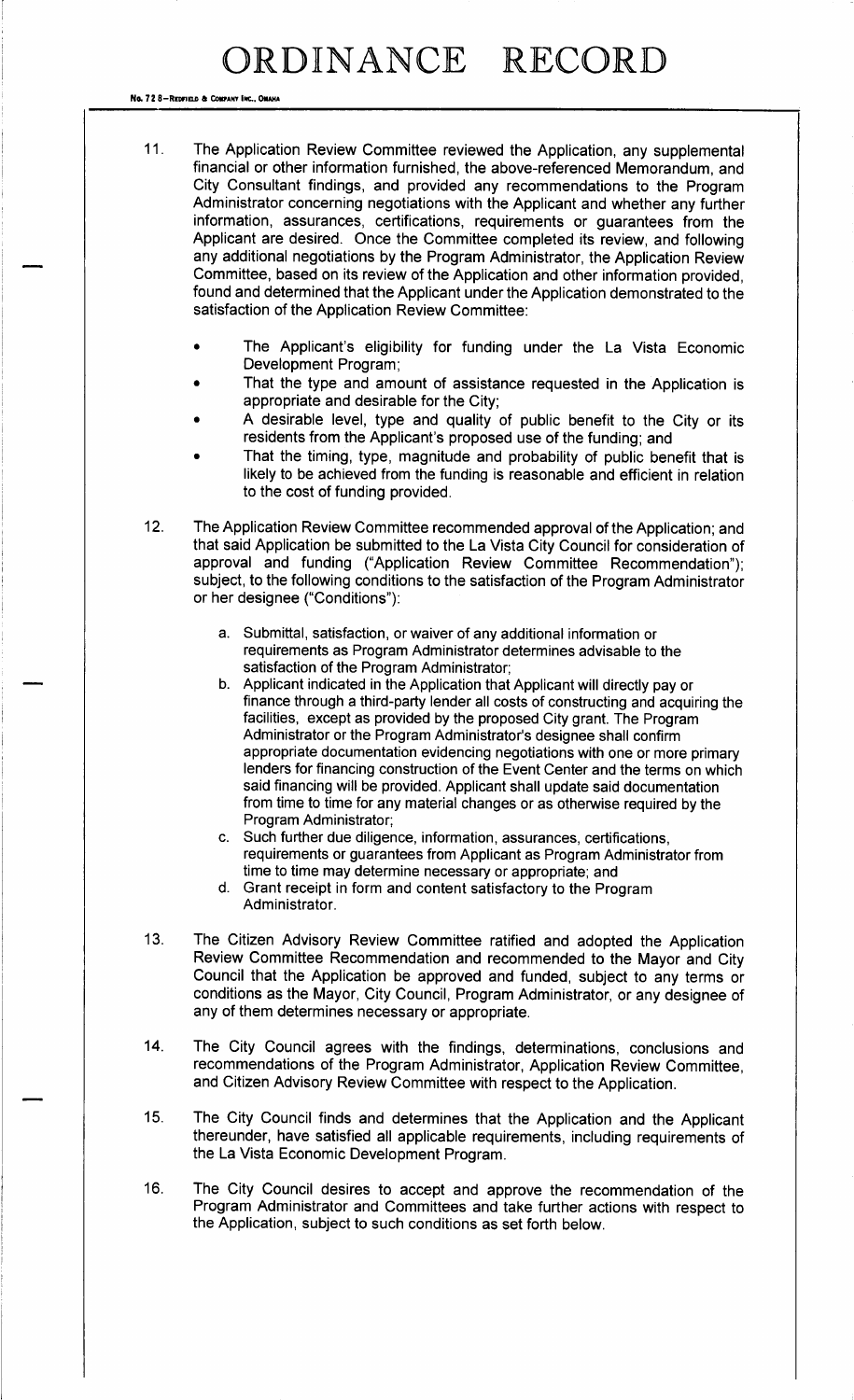11. The Application Review Committee reviewed the Application, any supplemental financial or other information furnished, the above-referenced Memorandum, and City Consultant findings, and provided any recommendations to the Program Administrator concerning negotiations with the Applicant and whether any further information, assurances, certifications, requirements or guarantees from the Applicant are desired. Once the Committee completed its review, and following any additional negotiations by the Program Administrator, the Application Review Committee, based on its review of the Application and other information provided, found and determined that the Applicant under the Application demonstrated to the satisfaction of the Application Review Committee:

   - The Applicant's eligibility for funding under the La Vista Economic Development Program;
   - That the type and amount of assistance requested in the Application is appropriate and desirable for the City;
   - A desirable level, type and quality of public benefit to the City or its residents from the Applicant's proposed use of the funding; and
   - That the timing, type, magnitude and probability of public benefit that is likely to be achieved from the funding is reasonable and efficient in relation to the cost of funding provided.

12. The Application Review Committee recommended approval of the Application; and that said Application be submitted to the La Vista City Council for consideration of approval and funding ("Application Review Committee Recommendation"); subject, to the following conditions to the satisfaction of the Program Administrator or her designee ("Conditions"):

   a. Submittal, satisfaction, or waiver of any additional information or requirements as Program Administrator determines advisable to the satisfaction of the Program Administrator;
   b. Applicant indicated in the Application that Applicant will directly pay or finance through a third-party lender all costs of constructing and acquiring the facilities, except as provided by the proposed City grant. The Program Administrator or the Program Administrator's designee shall confirm appropriate documentation evidencing negotiations with one or more primary lenders for financing construction of the Event Center and the terms on which said financing will be provided. Applicant shall update said documentation from time to time for any material changes or as otherwise required by the Program Administrator;
   c. Such further due diligence, information, assurances, certifications, requirements or guarantees from Applicant as Program Administrator from time to time may determine necessary or appropriate; and
   d. Grant receipt in form and content satisfactory to the Program Administrator.

13. The Citizen Advisory Review Committee ratified and adopted the Application Review Committee Recommendation and recommended to the Mayor and City Council that the Application be approved and funded, subject to any terms or conditions as the Mayor, City Council, Program Administrator, or any designee of any of them determines necessary or appropriate.

14. The City Council agrees with the findings, determinations, conclusions and recommendations of the Program Administrator, Application Review Committee, and Citizen Advisory Review Committee with respect to the Application.

15. The City Council finds and determines that the Application and the Applicant thereunder, have satisfied all applicable requirements, including requirements of the La Vista Economic Development Program.

16. The City Council desires to accept and approve the recommendation of the Program Administrator and Committees and take further actions with respect to the Application, subject to such conditions as set forth below.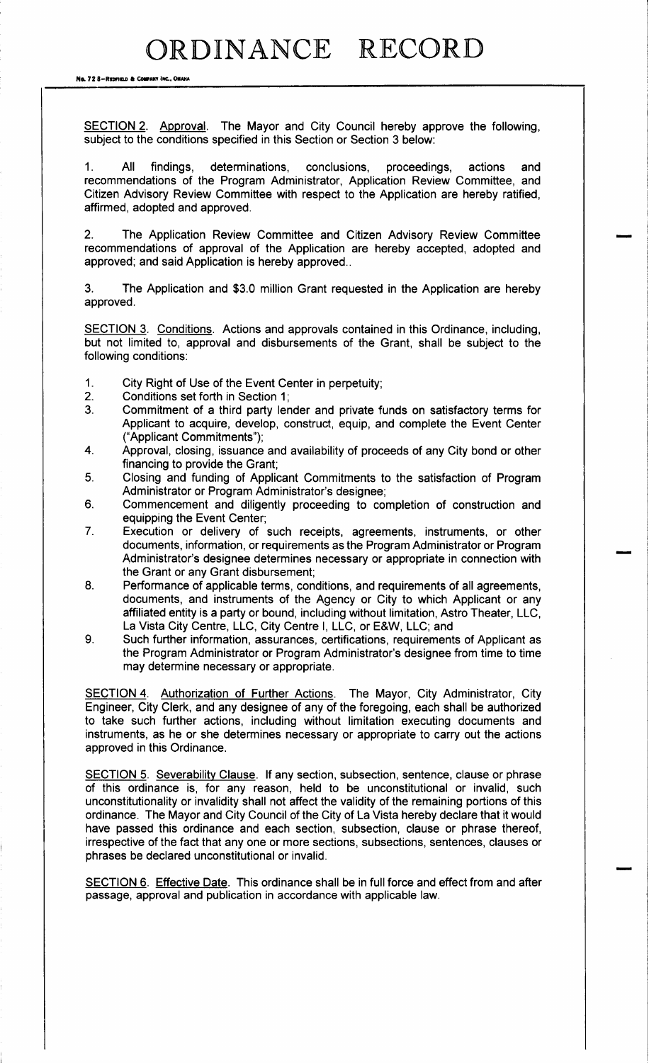# ORDINANCE RECORD

SECTION 2. Approval. The Mayor and City Council hereby approve the following, subject to the conditions specified in this Section or Section 3 below:

1. All findings, determinations, conclusions, proceedings, actions and recommendations of the Program Administrator, Application Review Committee, and Citizen Advisory Review Committee with respect to the Application are hereby ratified, affirmed, adopted and approved.

2. The Application Review Committee and Citizen Advisory Review Committee recommendations of approval of the Application are hereby accepted, adopted and approved; and said Application is hereby approved..

3. The Application and $3.0 million Grant requested in the Application are hereby approved.

SECTION 3. Conditions. Actions and approvals contained in this Ordinance, including, but not limited to, approval and disbursements of the Grant, shall be subject to the following conditions:

1. City Right of Use of the Event Center in perpetuity;
2. Conditions set forth in Section 1;
3. Commitment of a third party lender and private funds on satisfactory terms for Applicant to acquire, develop, construct, equip, and complete the Event Center ("Applicant Commitments");
4. Approval, closing, issuance and availability of proceeds of any City bond or other financing to provide the Grant;
5. Closing and funding of Applicant Commitments to the satisfaction of Program Administrator or Program Administrator's designee;
6. Commencement and diligently proceeding to completion of construction and equipping the Event Center;
7. Execution or delivery of such receipts, agreements, instruments, or other documents, information, or requirements as the Program Administrator or Program Administrator's designee determines necessary or appropriate in connection with the Grant or any Grant disbursement;
8. Performance of applicable terms, conditions, and requirements of all agreements, documents, and instruments of the Agency or City to which Applicant or any affiliated entity is a party or bound, including without limitation, Astro Theater, LLC, La Vista City Centre, LLC, City Centre I, LLC, or E&W, LLC; and
9. Such further information, assurances, certifications, requirements of Applicant as the Program Administrator or Program Administrator's designee from time to time may determine necessary or appropriate.

SECTION 4. Authorization of Further Actions. The Mayor, City Administrator, City Engineer, City Clerk, and any designee of any of the foregoing, each shall be authorized to take such further actions, including without limitation executing documents and instruments, as he or she determines necessary or appropriate to carry out the actions approved in this Ordinance.

SECTION 5. Severability Clause. If any section, subsection, sentence, clause or phrase of this ordinance is, for any reason, held to be unconstitutional or invalid, such unconstitutionality or invalidity shall not affect the validity of the remaining portions of this ordinance. The Mayor and City Council of the City of La Vista hereby declare that it would have passed this ordinance and each section, subsection, clause or phrase thereof, irrespective of the fact that any one or more sections, subsections, sentences, clauses or phrases be declared unconstitutional or invalid.

SECTION 6. Effective Date. This ordinance shall be in full force and effect from and after passage, approval and publication in accordance with applicable law.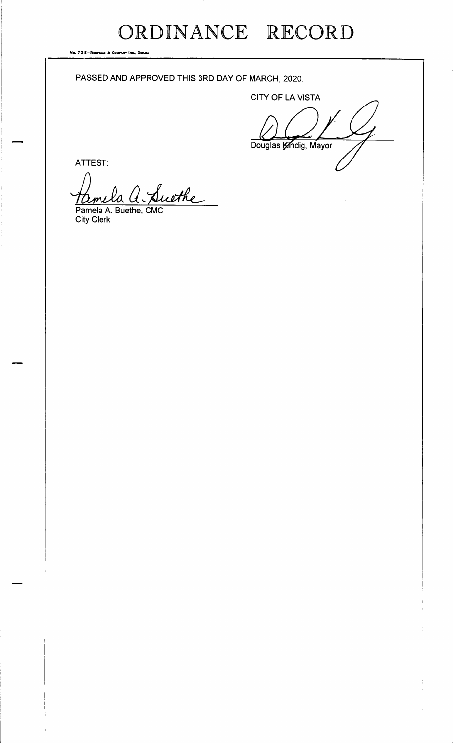# ORDINANCE RECORD

No. 72 8—Redfield & Company Inc., Omaha

PASSED AND APPROVED THIS 3RD DAY OF MARCH, 2020.

CITY OF LA VISTA

Douglas Kindig, Mayor

ATTEST:

Pamela A. Buethe, CMC
City Clerk